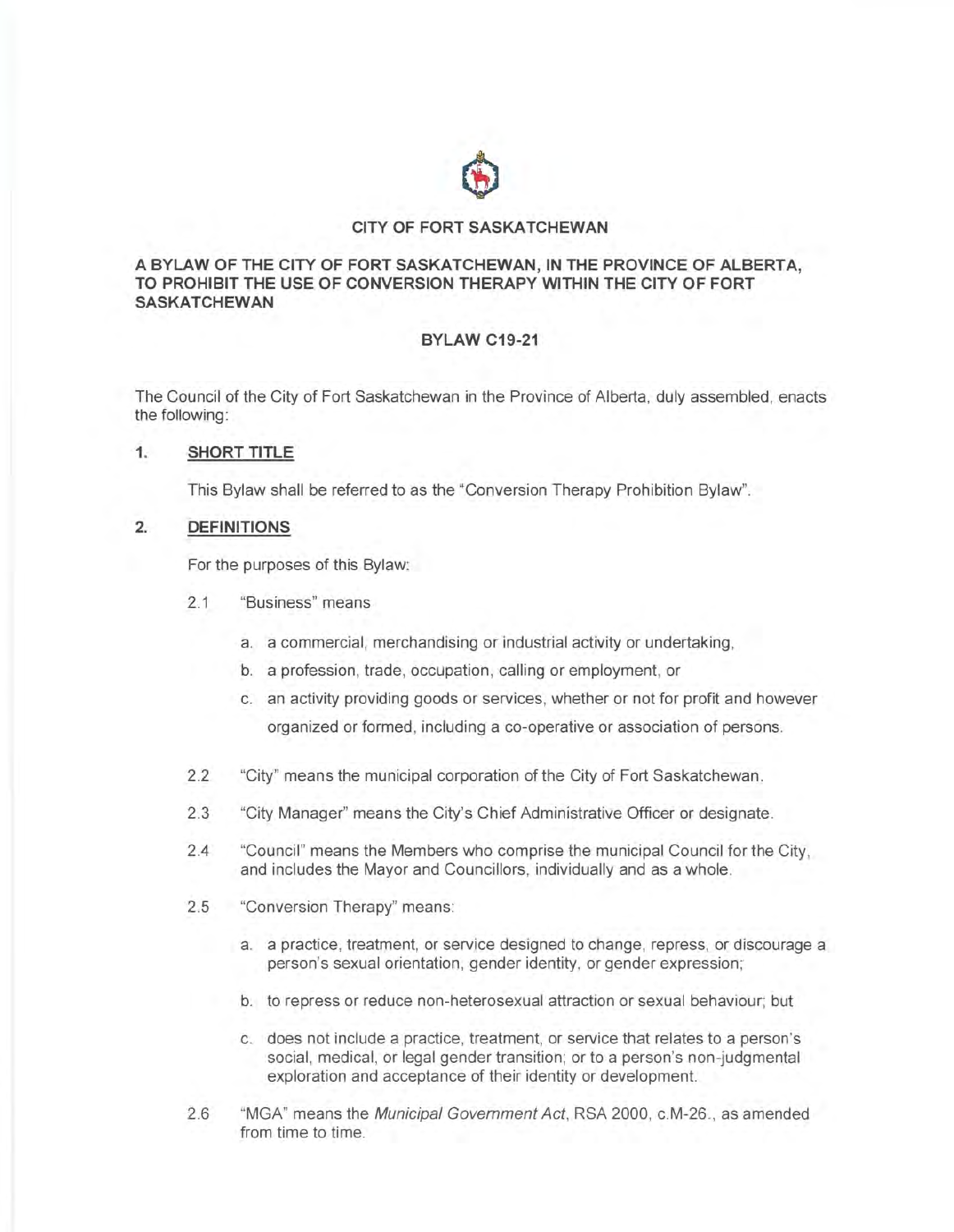**CITY OF FORT SASKATCHEWAN**

**A BYLAW OF THE CITY OF FORT SASKATCHEWAN, IN THE PROVINCE OF ALBERTA, TO PROHIBIT THE USE OF CONVERSION THERAPY WITHIN THE CITY OF FORT SASKATCHEWAN**

**BYLAW C19-21**

The Council of the City of Fort Saskatchewan in the Province of Alberta, duly assembled, enacts the following:

## 1. SHORT TITLE

This Bylaw shall be referred to as the "Conversion Therapy Prohibition Bylaw".

## 2. DEFINITIONS

For the purposes of this Bylaw:

2.1 "Business" means

a. a commercial, merchandising or industrial activity or undertaking,

b. a profession, trade, occupation, calling or employment, or

c. an activity providing goods or services, whether or not for profit and however organized or formed, including a co-operative or association of persons.

2.2 "City" means the municipal corporation of the City of Fort Saskatchewan.

2.3 "City Manager" means the City's Chief Administrative Officer or designate.

2.4 "Council" means the Members who comprise the municipal Council for the City, and includes the Mayor and Councillors, individually and as a whole.

2.5 "Conversion Therapy" means:

a. a practice, treatment, or service designed to change, repress, or discourage a person's sexual orientation, gender identity, or gender expression;

b. to repress or reduce non-heterosexual attraction or sexual behaviour; but

c. does not include a practice, treatment, or service that relates to a person's social, medical, or legal gender transition; or to a person's non-judgmental exploration and acceptance of their identity or development.

2.6 "MGA" means the *Municipal Government Act*, RSA 2000, c.M-26., as amended from time to time.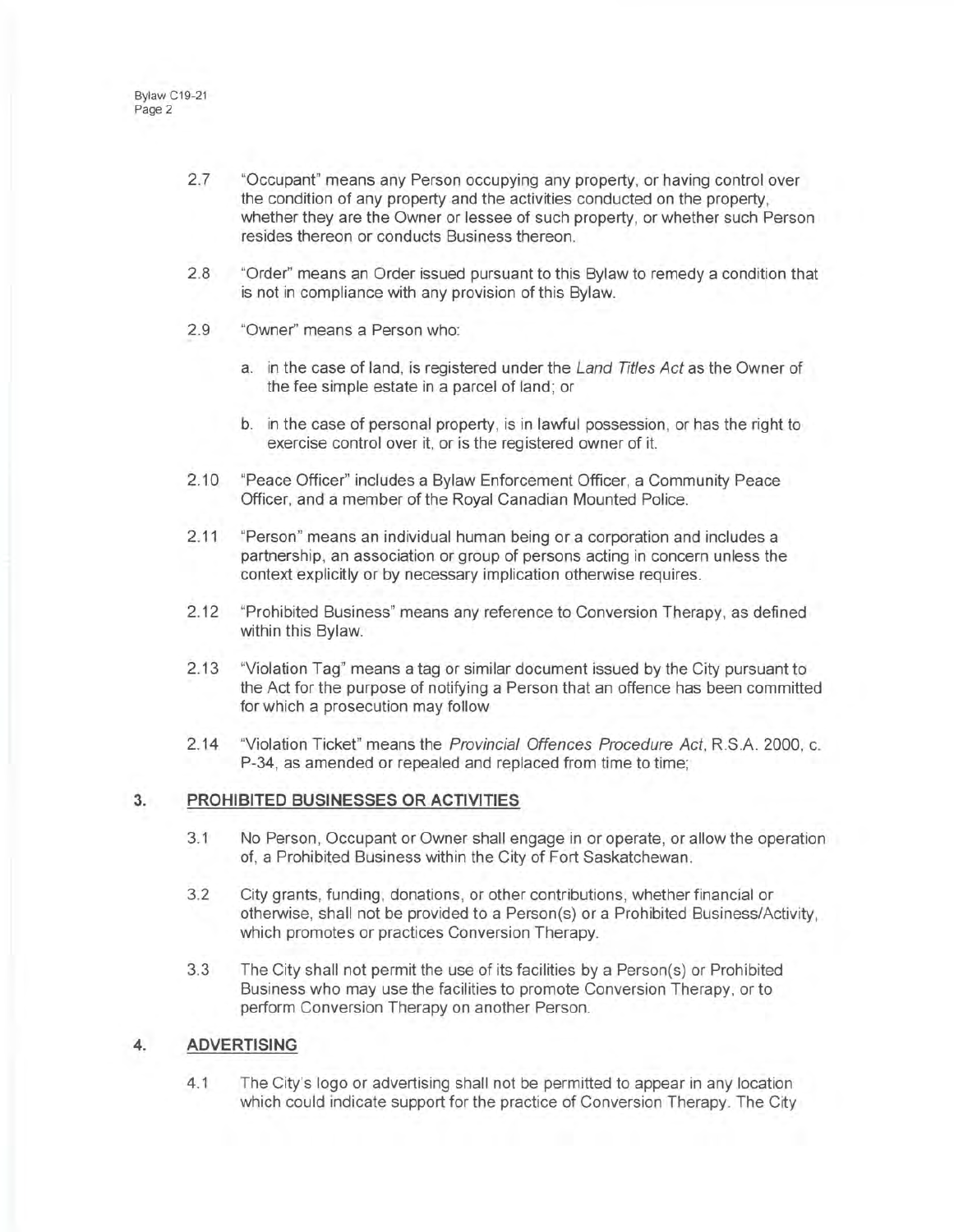2.7 "Occupant" means any Person occupying any property, or having control over the condition of any property and the activities conducted on the property, whether they are the Owner or lessee of such property, or whether such Person resides thereon or conducts Business thereon.

2.8 "Order" means an Order issued pursuant to this Bylaw to remedy a condition that is not in compliance with any provision of this Bylaw.

2.9 "Owner" means a Person who:

a. in the case of land, is registered under the *Land Titles Act* as the Owner of the fee simple estate in a parcel of land; or

b. in the case of personal property, is in lawful possession, or has the right to exercise control over it, or is the registered owner of it.

2.10 "Peace Officer" includes a Bylaw Enforcement Officer, a Community Peace Officer, and a member of the Royal Canadian Mounted Police.

2.11 "Person" means an individual human being or a corporation and includes a partnership, an association or group of persons acting in concern unless the context explicitly or by necessary implication otherwise requires.

2.12 "Prohibited Business" means any reference to Conversion Therapy, as defined within this Bylaw.

2.13 "Violation Tag" means a tag or similar document issued by the City pursuant to the Act for the purpose of notifying a Person that an offence has been committed for which a prosecution may follow

2.14 "Violation Ticket" means the *Provincial Offences Procedure Act*, R.S.A. 2000, c. P-34, as amended or repealed and replaced from time to time;

## 3. PROHIBITED BUSINESSES OR ACTIVITIES

3.1 No Person, Occupant or Owner shall engage in or operate, or allow the operation of, a Prohibited Business within the City of Fort Saskatchewan.

3.2 City grants, funding, donations, or other contributions, whether financial or otherwise, shall not be provided to a Person(s) or a Prohibited Business/Activity, which promotes or practices Conversion Therapy.

3.3 The City shall not permit the use of its facilities by a Person(s) or Prohibited Business who may use the facilities to promote Conversion Therapy, or to perform Conversion Therapy on another Person.

## 4. ADVERTISING

4.1 The City's logo or advertising shall not be permitted to appear in any location which could indicate support for the practice of Conversion Therapy. The City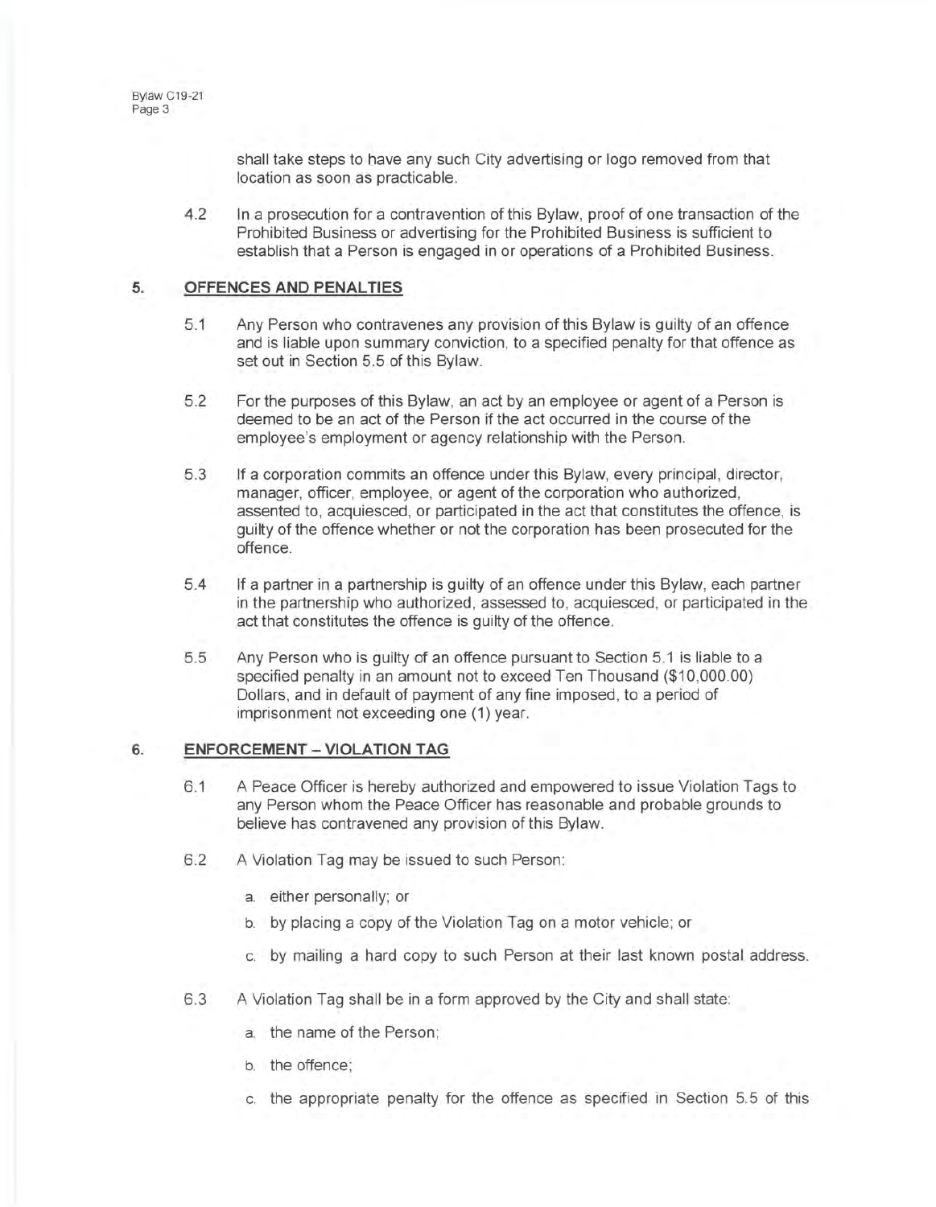shall take steps to have any such City advertising or logo removed from that location as soon as practicable.

4.2 In a prosecution for a contravention of this Bylaw, proof of one transaction of the Prohibited Business or advertising for the Prohibited Business is sufficient to establish that a Person is engaged in or operations of a Prohibited Business.

## 5. OFFENCES AND PENALTIES

5.1 Any Person who contravenes any provision of this Bylaw is guilty of an offence and is liable upon summary conviction, to a specified penalty for that offence as set out in Section 5.5 of this Bylaw.

5.2 For the purposes of this Bylaw, an act by an employee or agent of a Person is deemed to be an act of the Person if the act occurred in the course of the employee's employment or agency relationship with the Person.

5.3 If a corporation commits an offence under this Bylaw, every principal, director, manager, officer, employee, or agent of the corporation who authorized, assented to, acquiesced, or participated in the act that constitutes the offence, is guilty of the offence whether or not the corporation has been prosecuted for the offence.

5.4 If a partner in a partnership is guilty of an offence under this Bylaw, each partner in the partnership who authorized, assessed to, acquiesced, or participated in the act that constitutes the offence is guilty of the offence.

5.5 Any Person who is guilty of an offence pursuant to Section 5.1 is liable to a specified penalty in an amount not to exceed Ten Thousand ($10,000.00) Dollars, and in default of payment of any fine imposed, to a period of imprisonment not exceeding one (1) year.

## 6. ENFORCEMENT – VIOLATION TAG

6.1 A Peace Officer is hereby authorized and empowered to issue Violation Tags to any Person whom the Peace Officer has reasonable and probable grounds to believe has contravened any provision of this Bylaw.

6.2 A Violation Tag may be issued to such Person:

a. either personally; or

b. by placing a copy of the Violation Tag on a motor vehicle; or

c. by mailing a hard copy to such Person at their last known postal address.

6.3 A Violation Tag shall be in a form approved by the City and shall state:

a. the name of the Person;

b. the offence;

c. the appropriate penalty for the offence as specified in Section 5.5 of this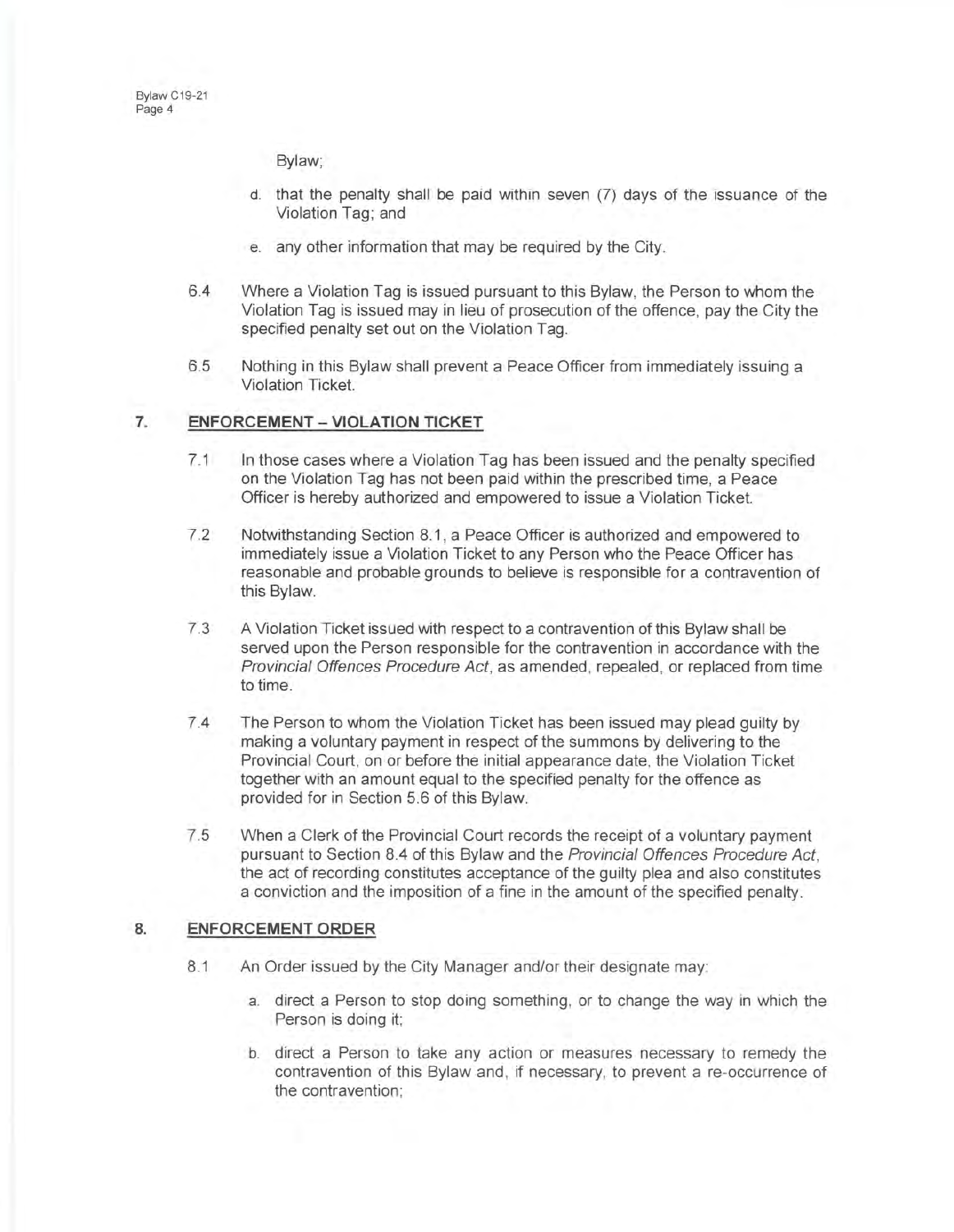Bylaw;

d. that the penalty shall be paid within seven (7) days of the issuance of the Violation Tag; and

e. any other information that may be required by the City.

6.4 Where a Violation Tag is issued pursuant to this Bylaw, the Person to whom the Violation Tag is issued may in lieu of prosecution of the offence, pay the City the specified penalty set out on the Violation Tag.

6.5 Nothing in this Bylaw shall prevent a Peace Officer from immediately issuing a Violation Ticket.

## 7. ENFORCEMENT – VIOLATION TICKET

7.1 In those cases where a Violation Tag has been issued and the penalty specified on the Violation Tag has not been paid within the prescribed time, a Peace Officer is hereby authorized and empowered to issue a Violation Ticket.

7.2 Notwithstanding Section 8.1, a Peace Officer is authorized and empowered to immediately issue a Violation Ticket to any Person who the Peace Officer has reasonable and probable grounds to believe is responsible for a contravention of this Bylaw.

7.3 A Violation Ticket issued with respect to a contravention of this Bylaw shall be served upon the Person responsible for the contravention in accordance with the *Provincial Offences Procedure Act*, as amended, repealed, or replaced from time to time.

7.4 The Person to whom the Violation Ticket has been issued may plead guilty by making a voluntary payment in respect of the summons by delivering to the Provincial Court, on or before the initial appearance date, the Violation Ticket together with an amount equal to the specified penalty for the offence as provided for in Section 5.6 of this Bylaw.

7.5 When a Clerk of the Provincial Court records the receipt of a voluntary payment pursuant to Section 8.4 of this Bylaw and the *Provincial Offences Procedure Act*, the act of recording constitutes acceptance of the guilty plea and also constitutes a conviction and the imposition of a fine in the amount of the specified penalty.

## 8. ENFORCEMENT ORDER

8.1 An Order issued by the City Manager and/or their designate may:

a. direct a Person to stop doing something, or to change the way in which the Person is doing it;

b. direct a Person to take any action or measures necessary to remedy the contravention of this Bylaw and, if necessary, to prevent a re-occurrence of the contravention;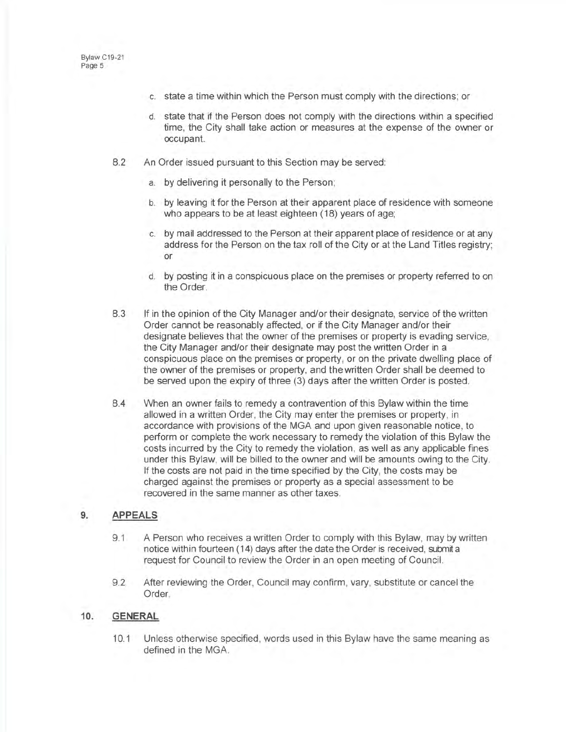c. state a time within which the Person must comply with the directions; or

d. state that if the Person does not comply with the directions within a specified time, the City shall take action or measures at the expense of the owner or occupant.

8.2 An Order issued pursuant to this Section may be served:

a. by delivering it personally to the Person;

b. by leaving it for the Person at their apparent place of residence with someone who appears to be at least eighteen (18) years of age;

c. by mail addressed to the Person at their apparent place of residence or at any address for the Person on the tax roll of the City or at the Land Titles registry; or

d. by posting it in a conspicuous place on the premises or property referred to on the Order.

8.3 If in the opinion of the City Manager and/or their designate, service of the written Order cannot be reasonably affected, or if the City Manager and/or their designate believes that the owner of the premises or property is evading service, the City Manager and/or their designate may post the written Order in a conspicuous place on the premises or property, or on the private dwelling place of the owner of the premises or property, and the written Order shall be deemed to be served upon the expiry of three (3) days after the written Order is posted.

8.4 When an owner fails to remedy a contravention of this Bylaw within the time allowed in a written Order, the City may enter the premises or property, in accordance with provisions of the MGA and upon given reasonable notice, to perform or complete the work necessary to remedy the violation of this Bylaw the costs incurred by the City to remedy the violation, as well as any applicable fines under this Bylaw, will be billed to the owner and will be amounts owing to the City. If the costs are not paid in the time specified by the City, the costs may be charged against the premises or property as a special assessment to be recovered in the same manner as other taxes.

## 9. APPEALS

9.1 A Person who receives a written Order to comply with this Bylaw, may by written notice within fourteen (14) days after the date the Order is received, submit a request for Council to review the Order in an open meeting of Council.

9.2 After reviewing the Order, Council may confirm, vary, substitute or cancel the Order.

## 10. GENERAL

10.1 Unless otherwise specified, words used in this Bylaw have the same meaning as defined in the MGA.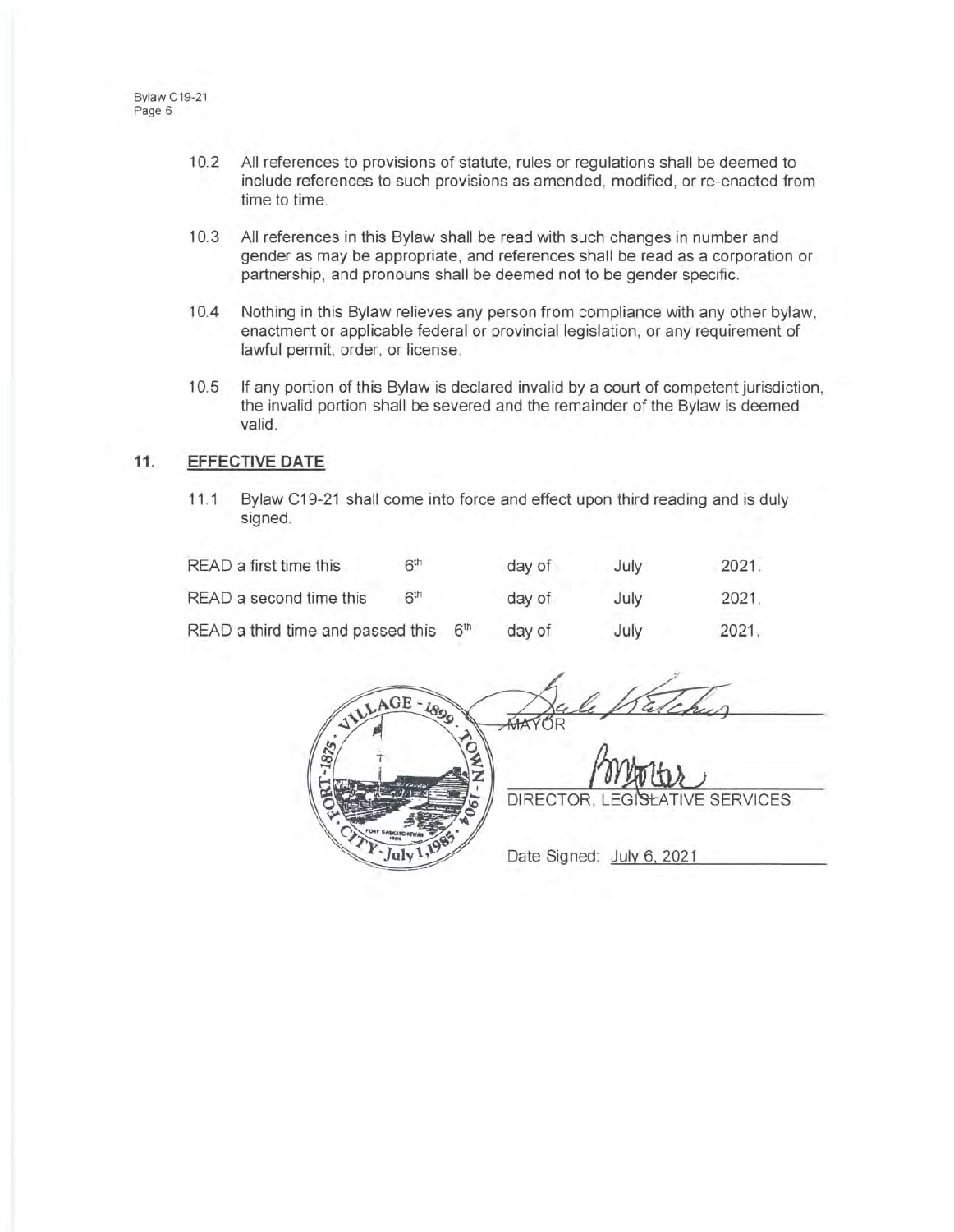10.2 All references to provisions of statute, rules or regulations shall be deemed to include references to such provisions as amended, modified, or re-enacted from time to time.

10.3 All references in this Bylaw shall be read with such changes in number and gender as may be appropriate, and references shall be read as a corporation or partnership, and pronouns shall be deemed not to be gender specific.

10.4 Nothing in this Bylaw relieves any person from compliance with any other bylaw, enactment or applicable federal or provincial legislation, or any requirement of lawful permit, order, or license.

10.5 If any portion of this Bylaw is declared invalid by a court of competent jurisdiction, the invalid portion shall be severed and the remainder of the Bylaw is deemed valid.

## 11. EFFECTIVE DATE

11.1 Bylaw C19-21 shall come into force and effect upon third reading and is duly signed.

| | | | | |
|---|---|---|---|---|
| READ a first time this | 6th | day of | July | 2021. |
| READ a second time this | 6th | day of | July | 2021. |
| READ a third time and passed this | 6th | day of | July | 2021. |

VILLAGE - 1899 · TOWN - 1904 · CITY - July 1, 1985 · FORT - 1875

FORT SASKATCHEWAN

MAYOR

DIRECTOR, LEGISLATIVE SERVICES

Date Signed: July 6, 2021